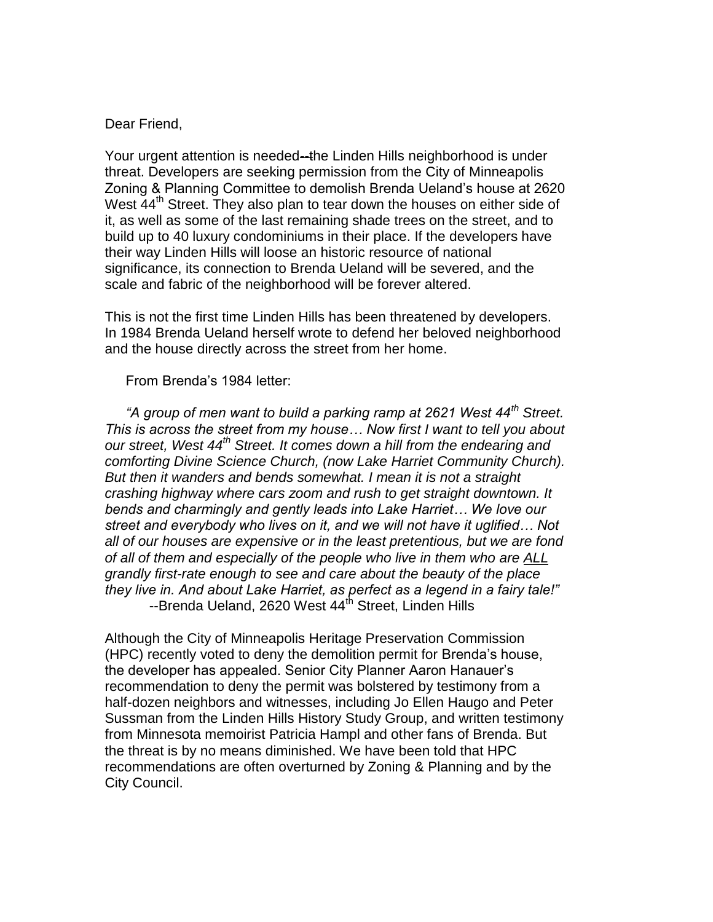Dear Friend,

Your urgent attention is needed--the Linden Hills neighborhood is under threat. Developers are seeking permission from the City of Minneapolis Zoning & Planning Committee to demolish Brenda Ueland's house at 2620 West 44th Street. They also plan to tear down the houses on either side of it, as well as some of the last remaining shade trees on the street, and to build up to 40 luxury condominiums in their place. If the developers have their way Linden Hills will loose an historic resource of national significance, its connection to Brenda Ueland will be severed, and the scale and fabric of the neighborhood will be forever altered.

This is not the first time Linden Hills has been threatened by developers. In 1984 Brenda Ueland herself wrote to defend her beloved neighborhood and the house directly across the street from her home.

From Brenda's 1984 letter:

*"A group of men want to build a parking ramp at 2621 West 44th Street. This is across the street from my house… Now first I want to tell you about our street, West 44th Street. It comes down a hill from the endearing and comforting Divine Science Church, (now Lake Harriet Community Church). But then it wanders and bends somewhat. I mean it is not a straight crashing highway where cars zoom and rush to get straight downtown. It bends and charmingly and gently leads into Lake Harriet… We love our street and everybody who lives on it, and we will not have it uglified… Not all of our houses are expensive or in the least pretentious, but we are fond of all of them and especially of the people who live in them who are <u>ALL</u> grandly first-rate enough to see and care about the beauty of the place they live in. And about Lake Harriet, as perfect as a legend in a fairy tale!"*

--Brenda Ueland, 2620 West 44th Street, Linden Hills

Although the City of Minneapolis Heritage Preservation Commission (HPC) recently voted to deny the demolition permit for Brenda's house, the developer has appealed. Senior City Planner Aaron Hanauer's recommendation to deny the permit was bolstered by testimony from a half-dozen neighbors and witnesses, including Jo Ellen Haugo and Peter Sussman from the Linden Hills History Study Group, and written testimony from Minnesota memoirist Patricia Hampl and other fans of Brenda. But the threat is by no means diminished. We have been told that HPC recommendations are often overturned by Zoning & Planning and by the City Council.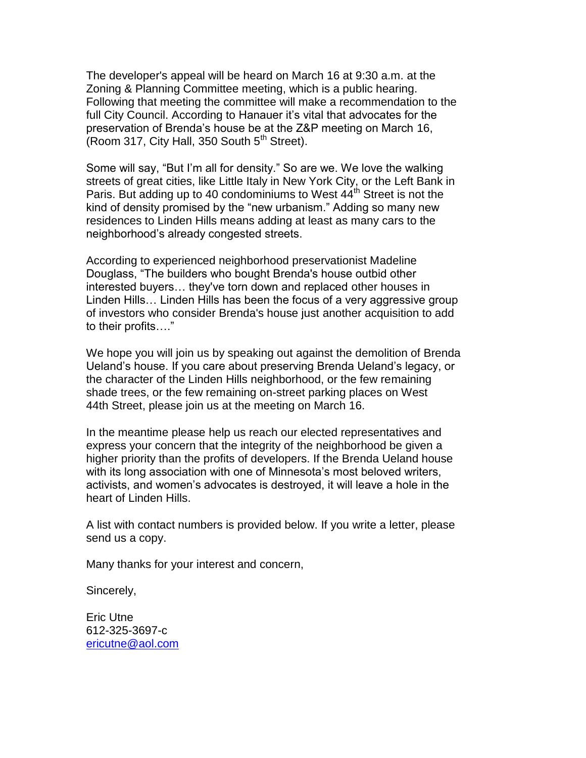The developer's appeal will be heard on March 16 at 9:30 a.m. at the Zoning & Planning Committee meeting, which is a public hearing. Following that meeting the committee will make a recommendation to the full City Council. According to Hanauer it's vital that advocates for the preservation of Brenda's house be at the Z&P meeting on March 16, (Room 317, City Hall, 350 South 5th Street).

Some will say, "But I'm all for density." So are we. We love the walking streets of great cities, like Little Italy in New York City, or the Left Bank in Paris. But adding up to 40 condominiums to West 44th Street is not the kind of density promised by the "new urbanism." Adding so many new residences to Linden Hills means adding at least as many cars to the neighborhood's already congested streets.

According to experienced neighborhood preservationist Madeline Douglass, "The builders who bought Brenda's house outbid other interested buyers… they've torn down and replaced other houses in Linden Hills… Linden Hills has been the focus of a very aggressive group of investors who consider Brenda's house just another acquisition to add to their profits…."

We hope you will join us by speaking out against the demolition of Brenda Ueland's house. If you care about preserving Brenda Ueland's legacy, or the character of the Linden Hills neighborhood, or the few remaining shade trees, or the few remaining on-street parking places on West 44th Street, please join us at the meeting on March 16.

In the meantime please help us reach our elected representatives and express your concern that the integrity of the neighborhood be given a higher priority than the profits of developers. If the Brenda Ueland house with its long association with one of Minnesota's most beloved writers, activists, and women's advocates is destroyed, it will leave a hole in the heart of Linden Hills.

A list with contact numbers is provided below. If you write a letter, please send us a copy.

Many thanks for your interest and concern,

Sincerely,

Eric Utne
612-325-3697-c
ericutne@aol.com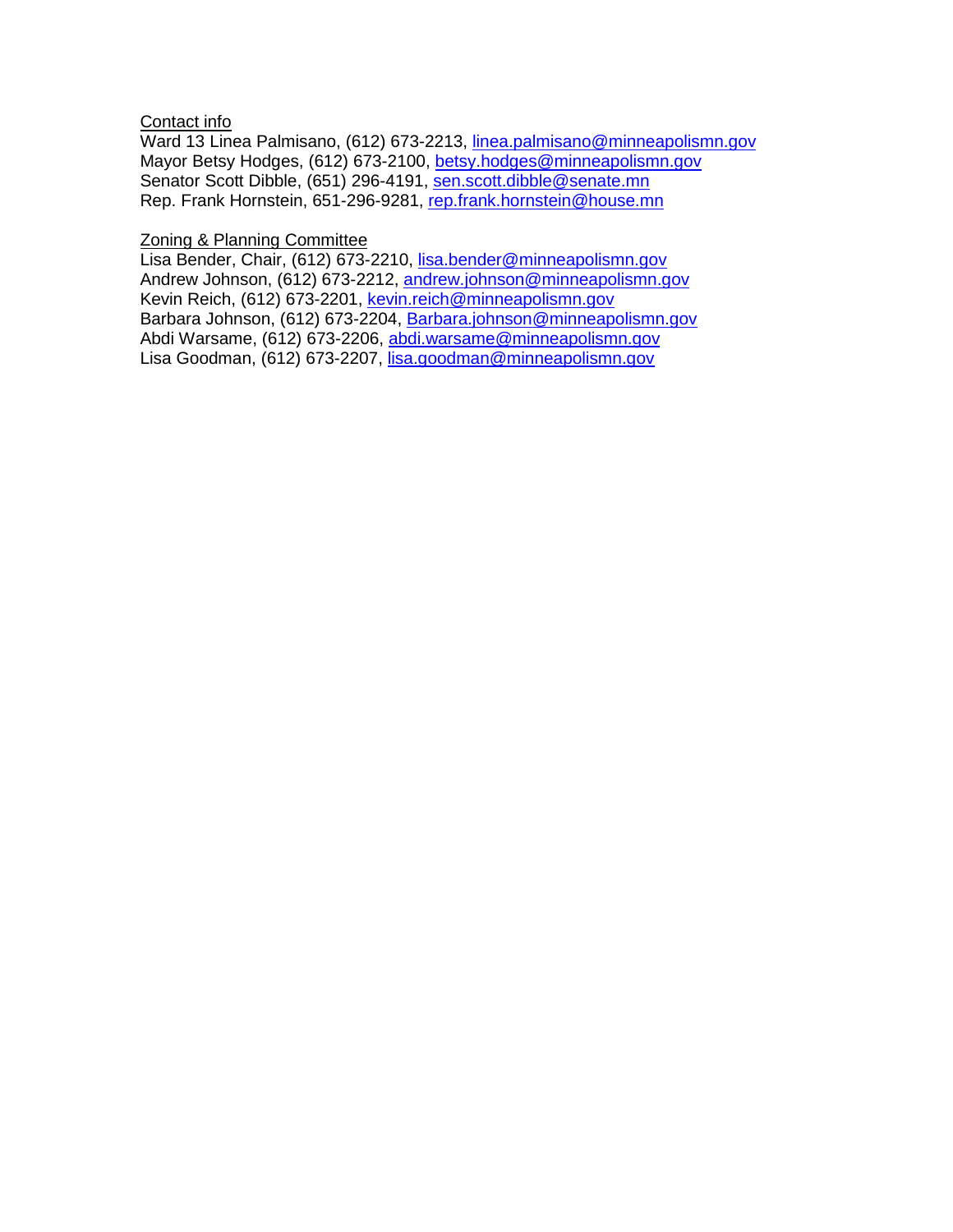Contact info
Ward 13 Linea Palmisano, (612) 673-2213, linea.palmisano@minneapolismn.gov
Mayor Betsy Hodges, (612) 673-2100, betsy.hodges@minneapolismn.gov
Senator Scott Dibble, (651) 296-4191, sen.scott.dibble@senate.mn
Rep. Frank Hornstein, 651-296-9281, rep.frank.hornstein@house.mn

Zoning & Planning Committee
Lisa Bender, Chair, (612) 673-2210, lisa.bender@minneapolismn.gov
Andrew Johnson, (612) 673-2212, andrew.johnson@minneapolismn.gov
Kevin Reich, (612) 673-2201, kevin.reich@minneapolismn.gov
Barbara Johnson, (612) 673-2204, Barbara.johnson@minneapolismn.gov
Abdi Warsame, (612) 673-2206, abdi.warsame@minneapolismn.gov
Lisa Goodman, (612) 673-2207, lisa.goodman@minneapolismn.gov